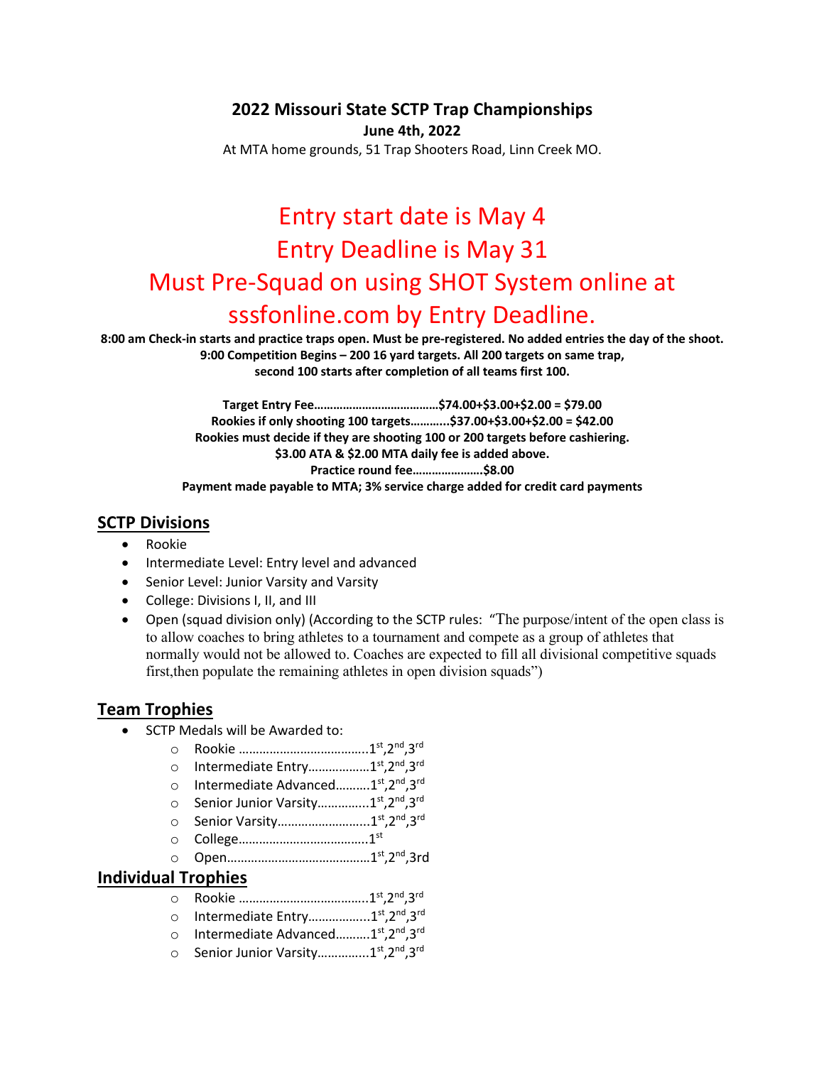# 2022 Missouri State SCTP Trap Championships

**June 4th, 2022**

At MTA home grounds, 51 Trap Shooters Road, Linn Creek MO.

## Entry start date is May 4
## Entry Deadline is May 31
## Must Pre-Squad on using SHOT System online at sssfonline.com by Entry Deadline.

**8:00 am Check-in starts and practice traps open. Must be pre-registered. No added entries the day of the shoot.**
**9:00 Competition Begins – 200 16 yard targets. All 200 targets on same trap,**
**second 100 starts after completion of all teams first 100.**

**Target Entry Fee………………………………$74.00+$3.00+$2.00 = $79.00**
**Rookies if only shooting 100 targets………..$37.00+$3.00+$2.00 = $42.00**
**Rookies must decide if they are shooting 100 or 200 targets before cashiering.**
**$3.00 ATA & $2.00 MTA daily fee is added above.**
**Practice round fee…………………$8.00**
**Payment made payable to MTA; 3% service charge added for credit card payments**

## SCTP Divisions

- Rookie
- Intermediate Level: Entry level and advanced
- Senior Level: Junior Varsity and Varsity
- College: Divisions I, II, and III
- Open (squad division only) (According to the SCTP rules: "The purpose/intent of the open class is to allow coaches to bring athletes to a tournament and compete as a group of athletes that normally would not be allowed to. Coaches are expected to fill all divisional competitive squads first,then populate the remaining athletes in open division squads")

## Team Trophies

- SCTP Medals will be Awarded to:
  - Rookie ……………………………..1st,2nd,3rd
  - Intermediate Entry……………..1st,2nd,3rd
  - Intermediate Advanced……….1st,2nd,3rd
  - Senior Junior Varsity…………..1st,2nd,3rd
  - Senior Varsity…………………….1st,2nd,3rd
  - College……………………………..1st
  - Open…………………………………1st,2nd,3rd

## Individual Trophies

- Rookie ……………………………..1st,2nd,3rd
- Intermediate Entry……………..1st,2nd,3rd
- Intermediate Advanced……….1st,2nd,3rd
- Senior Junior Varsity…………..1st,2nd,3rd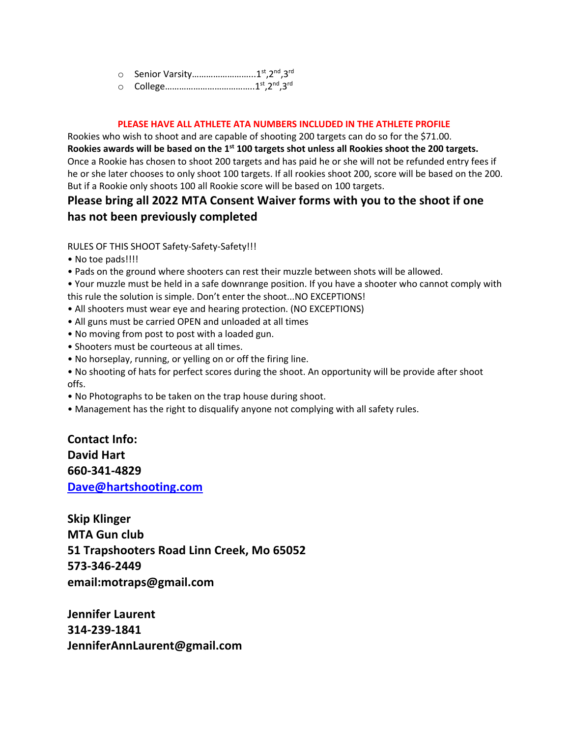- Senior Varsity……………………..1st,2nd,3rd
- College……………………………….1st,2nd,3rd

**PLEASE HAVE ALL ATHLETE ATA NUMBERS INCLUDED IN THE ATHLETE PROFILE**

Rookies who wish to shoot and are capable of shooting 200 targets can do so for the $71.00. **Rookies awards will be based on the 1st 100 targets shot unless all Rookies shoot the 200 targets.** Once a Rookie has chosen to shoot 200 targets and has paid he or she will not be refunded entry fees if he or she later chooses to only shoot 100 targets. If all rookies shoot 200, score will be based on the 200. But if a Rookie only shoots 100 all Rookie score will be based on 100 targets.

## Please bring all 2022 MTA Consent Waiver forms with you to the shoot if one has not been previously completed

RULES OF THIS SHOOT Safety-Safety-Safety!!!

- No toe pads!!!!
- Pads on the ground where shooters can rest their muzzle between shots will be allowed.
- Your muzzle must be held in a safe downrange position. If you have a shooter who cannot comply with this rule the solution is simple. Don't enter the shoot...NO EXCEPTIONS!
- All shooters must wear eye and hearing protection. (NO EXCEPTIONS)
- All guns must be carried OPEN and unloaded at all times
- No moving from post to post with a loaded gun.
- Shooters must be courteous at all times.
- No horseplay, running, or yelling on or off the firing line.
- No shooting of hats for perfect scores during the shoot. An opportunity will be provide after shoot offs.
- No Photographs to be taken on the trap house during shoot.
- Management has the right to disqualify anyone not complying with all safety rules.

**Contact Info:**
**David Hart**
**660-341-4829**
**[Dave@hartshooting.com](mailto:Dave@hartshooting.com)**

**Skip Klinger**
**MTA Gun club**
**51 Trapshooters Road Linn Creek, Mo 65052**
**573-346-2449**
**email:motraps@gmail.com**

**Jennifer Laurent**
**314-239-1841**
**JenniferAnnLaurent@gmail.com**